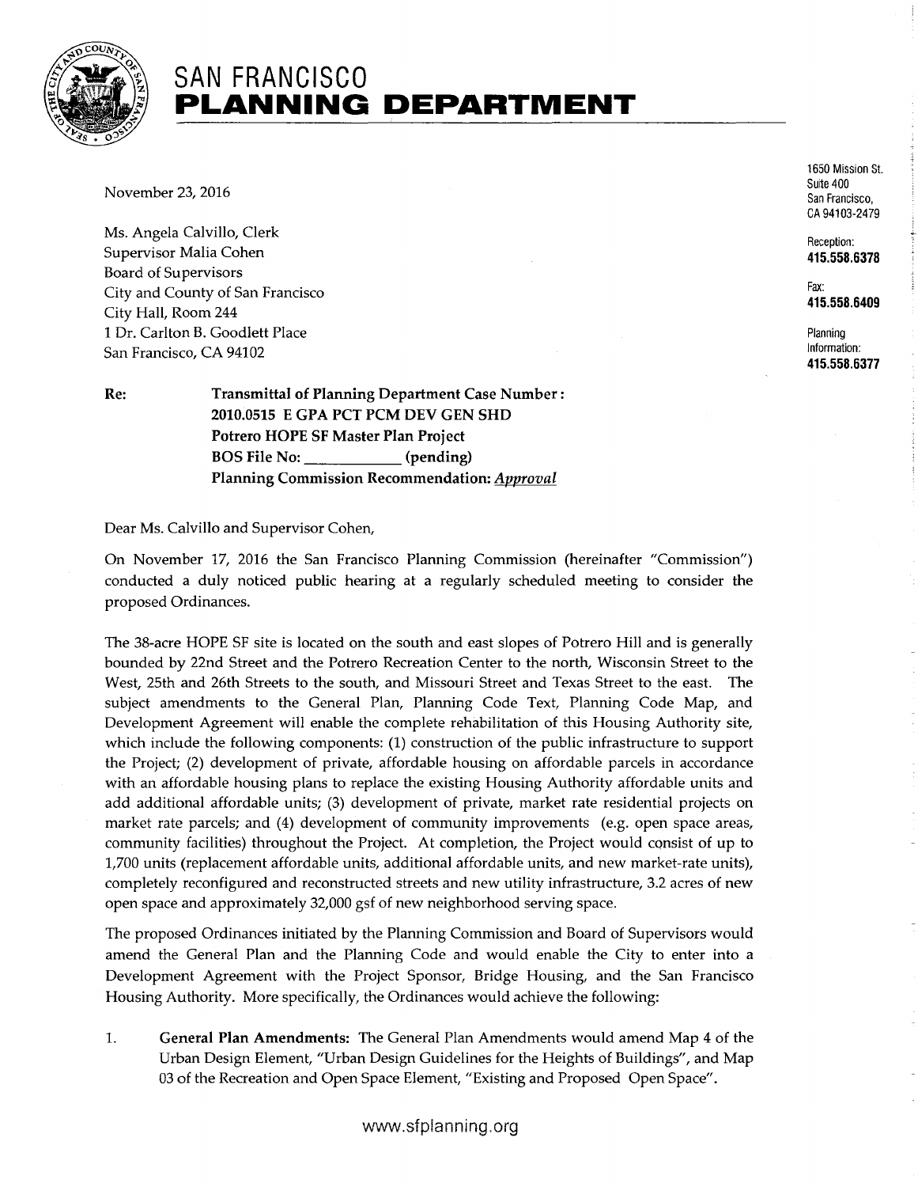# SAN FRANCISCO PLANNING DEPARTMENT

1650 Mission St.
Suite 400
San Francisco,
CA 94103-2479

Reception:
**415.558.6378**

Fax:
**415.558.6409**

Planning
Information:
**415.558.6377**

November 23, 2016

Ms. Angela Calvillo, Clerk
Supervisor Malia Cohen
Board of Supervisors
City and County of San Francisco
City Hall, Room 244
1 Dr. Carlton B. Goodlett Place
San Francisco, CA 94102

**Re: Transmittal of Planning Department Case Number: 2010.0515 E GPA PCT PCM DEV GEN SHD**
**Potrero HOPE SF Master Plan Project**
**BOS File No: \_\_\_\_\_\_\_\_\_\_\_\_ (pending)**
**Planning Commission Recommendation: *Approval***

Dear Ms. Calvillo and Supervisor Cohen,

On November 17, 2016 the San Francisco Planning Commission (hereinafter "Commission") conducted a duly noticed public hearing at a regularly scheduled meeting to consider the proposed Ordinances.

The 38-acre HOPE SF site is located on the south and east slopes of Potrero Hill and is generally bounded by 22nd Street and the Potrero Recreation Center to the north, Wisconsin Street to the West, 25th and 26th Streets to the south, and Missouri Street and Texas Street to the east. The subject amendments to the General Plan, Planning Code Text, Planning Code Map, and Development Agreement will enable the complete rehabilitation of this Housing Authority site, which include the following components: (1) construction of the public infrastructure to support the Project; (2) development of private, affordable housing on affordable parcels in accordance with an affordable housing plans to replace the existing Housing Authority affordable units and add additional affordable units; (3) development of private, market rate residential projects on market rate parcels; and (4) development of community improvements (e.g. open space areas, community facilities) throughout the Project. At completion, the Project would consist of up to 1,700 units (replacement affordable units, additional affordable units, and new market-rate units), completely reconfigured and reconstructed streets and new utility infrastructure, 3.2 acres of new open space and approximately 32,000 gsf of new neighborhood serving space.

The proposed Ordinances initiated by the Planning Commission and Board of Supervisors would amend the General Plan and the Planning Code and would enable the City to enter into a Development Agreement with the Project Sponsor, Bridge Housing, and the San Francisco Housing Authority. More specifically, the Ordinances would achieve the following:

1. **General Plan Amendments:** The General Plan Amendments would amend Map 4 of the Urban Design Element, "Urban Design Guidelines for the Heights of Buildings", and Map 03 of the Recreation and Open Space Element, "Existing and Proposed Open Space".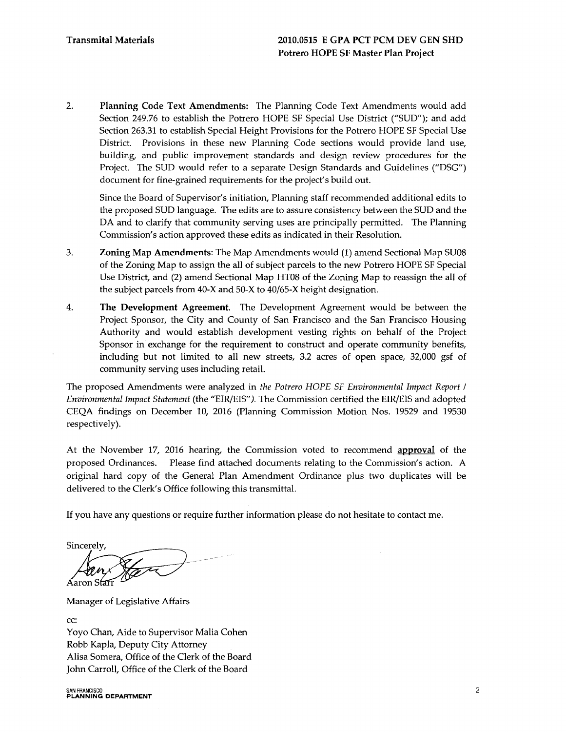2. **Planning Code Text Amendments:** The Planning Code Text Amendments would add Section 249.76 to establish the Potrero HOPE SF Special Use District ("SUD"); and add Section 263.31 to establish Special Height Provisions for the Potrero HOPE SF Special Use District. Provisions in these new Planning Code sections would provide land use, building, and public improvement standards and design review procedures for the Project. The SUD would refer to a separate Design Standards and Guidelines ("DSG") document for fine-grained requirements for the project's build out.

   Since the Board of Supervisor's initiation, Planning staff recommended additional edits to the proposed SUD language. The edits are to assure consistency between the SUD and the DA and to clarify that community serving uses are principally permitted. The Planning Commission's action approved these edits as indicated in their Resolution.

3. **Zoning Map Amendments:** The Map Amendments would (1) amend Sectional Map SU08 of the Zoning Map to assign the all of subject parcels to the new Potrero HOPE SF Special Use District, and (2) amend Sectional Map HT08 of the Zoning Map to reassign the all of the subject parcels from 40-X and 50-X to 40/65-X height designation.

4. **The Development Agreement.** The Development Agreement would be between the Project Sponsor, the City and County of San Francisco and the San Francisco Housing Authority and would establish development vesting rights on behalf of the Project Sponsor in exchange for the requirement to construct and operate community benefits, including but not limited to all new streets, 3.2 acres of open space, 32,000 gsf of community serving uses including retail.

The proposed Amendments were analyzed in *the Potrero HOPE SF Environmental Impact Report / Environmental Impact Statement* (the "EIR/EIS"). The Commission certified the EIR/EIS and adopted CEQA findings on December 10, 2016 (Planning Commission Motion Nos. 19529 and 19530 respectively).

At the November 17, 2016 hearing, the Commission voted to recommend **approval** of the proposed Ordinances. Please find attached documents relating to the Commission's action. A original hard copy of the General Plan Amendment Ordinance plus two duplicates will be delivered to the Clerk's Office following this transmittal.

If you have any questions or require further information please do not hesitate to contact me.

Sincerely,

Aaron Starr

Manager of Legislative Affairs

cc:
Yoyo Chan, Aide to Supervisor Malia Cohen
Robb Kapla, Deputy City Attorney
Alisa Somera, Office of the Clerk of the Board
John Carroll, Office of the Clerk of the Board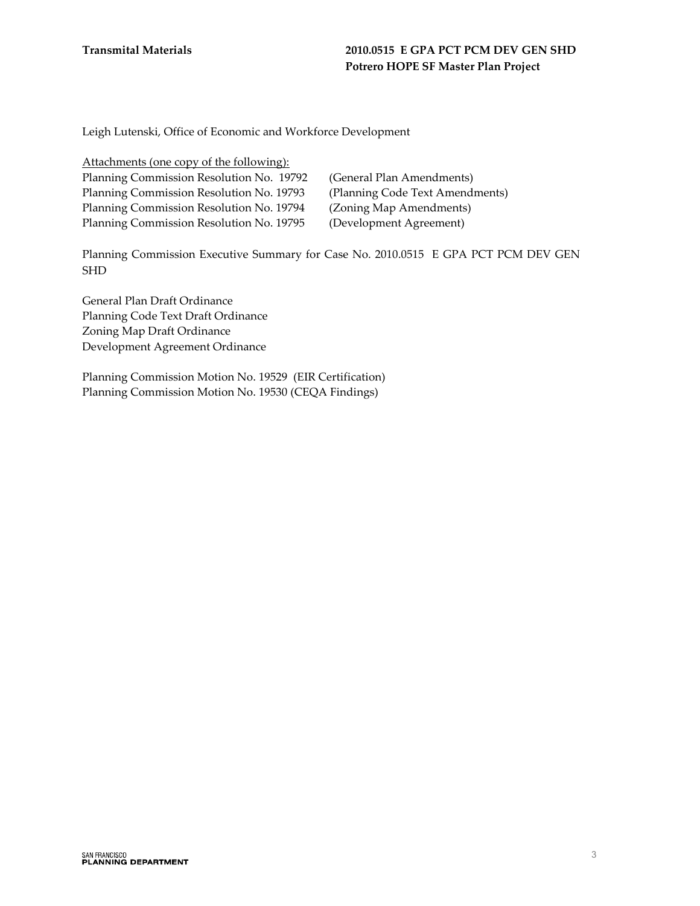Leigh Lutenski, Office of Economic and Workforce Development

Attachments (one copy of the following):

| | |
|---|---|
| Planning Commission Resolution No. 19792 | (General Plan Amendments) |
| Planning Commission Resolution No. 19793 | (Planning Code Text Amendments) |
| Planning Commission Resolution No. 19794 | (Zoning Map Amendments) |
| Planning Commission Resolution No. 19795 | (Development Agreement) |

Planning Commission Executive Summary for Case No. 2010.0515 E GPA PCT PCM DEV GEN SHD

General Plan Draft Ordinance
Planning Code Text Draft Ordinance
Zoning Map Draft Ordinance
Development Agreement Ordinance

Planning Commission Motion No. 19529 (EIR Certification)
Planning Commission Motion No. 19530 (CEQA Findings)